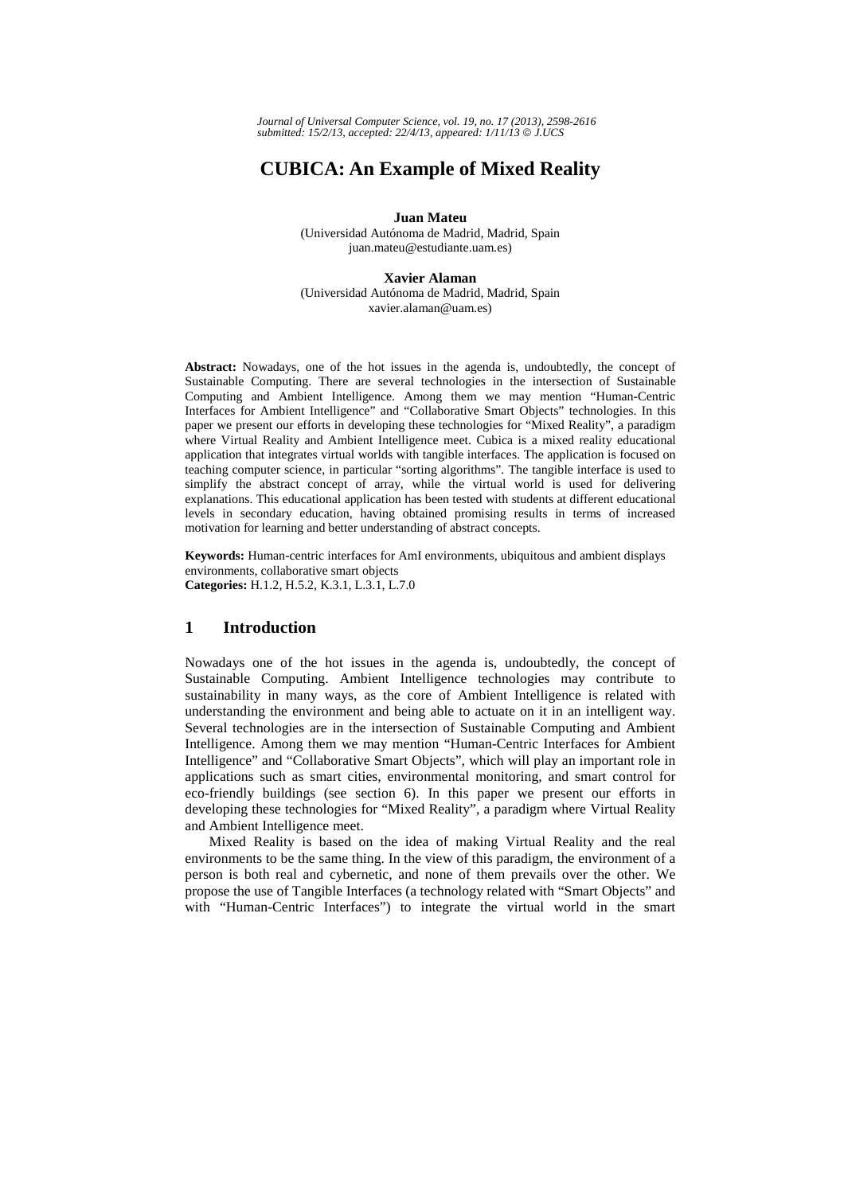# CUBICA: An Example of Mixed Reality

**Juan Mateu**
(Universidad Autónoma de Madrid, Madrid, Spain
juan.mateu@estudiante.uam.es)

**Xavier Alaman**
(Universidad Autónoma de Madrid, Madrid, Spain
xavier.alaman@uam.es)

**Abstract:** Nowadays, one of the hot issues in the agenda is, undoubtedly, the concept of Sustainable Computing. There are several technologies in the intersection of Sustainable Computing and Ambient Intelligence. Among them we may mention "Human-Centric Interfaces for Ambient Intelligence" and "Collaborative Smart Objects" technologies. In this paper we present our efforts in developing these technologies for "Mixed Reality", a paradigm where Virtual Reality and Ambient Intelligence meet. Cubica is a mixed reality educational application that integrates virtual worlds with tangible interfaces. The application is focused on teaching computer science, in particular "sorting algorithms". The tangible interface is used to simplify the abstract concept of array, while the virtual world is used for delivering explanations. This educational application has been tested with students at different educational levels in secondary education, having obtained promising results in terms of increased motivation for learning and better understanding of abstract concepts.

**Keywords:** Human-centric interfaces for AmI environments, ubiquitous and ambient displays environments, collaborative smart objects
**Categories:** H.1.2, H.5.2, K.3.1, L.3.1, L.7.0

## 1 Introduction

Nowadays one of the hot issues in the agenda is, undoubtedly, the concept of Sustainable Computing. Ambient Intelligence technologies may contribute to sustainability in many ways, as the core of Ambient Intelligence is related with understanding the environment and being able to actuate on it in an intelligent way. Several technologies are in the intersection of Sustainable Computing and Ambient Intelligence. Among them we may mention "Human-Centric Interfaces for Ambient Intelligence" and "Collaborative Smart Objects", which will play an important role in applications such as smart cities, environmental monitoring, and smart control for eco-friendly buildings (see section 6). In this paper we present our efforts in developing these technologies for "Mixed Reality", a paradigm where Virtual Reality and Ambient Intelligence meet.

Mixed Reality is based on the idea of making Virtual Reality and the real environments to be the same thing. In the view of this paradigm, the environment of a person is both real and cybernetic, and none of them prevails over the other. We propose the use of Tangible Interfaces (a technology related with "Smart Objects" and with "Human-Centric Interfaces") to integrate the virtual world in the smart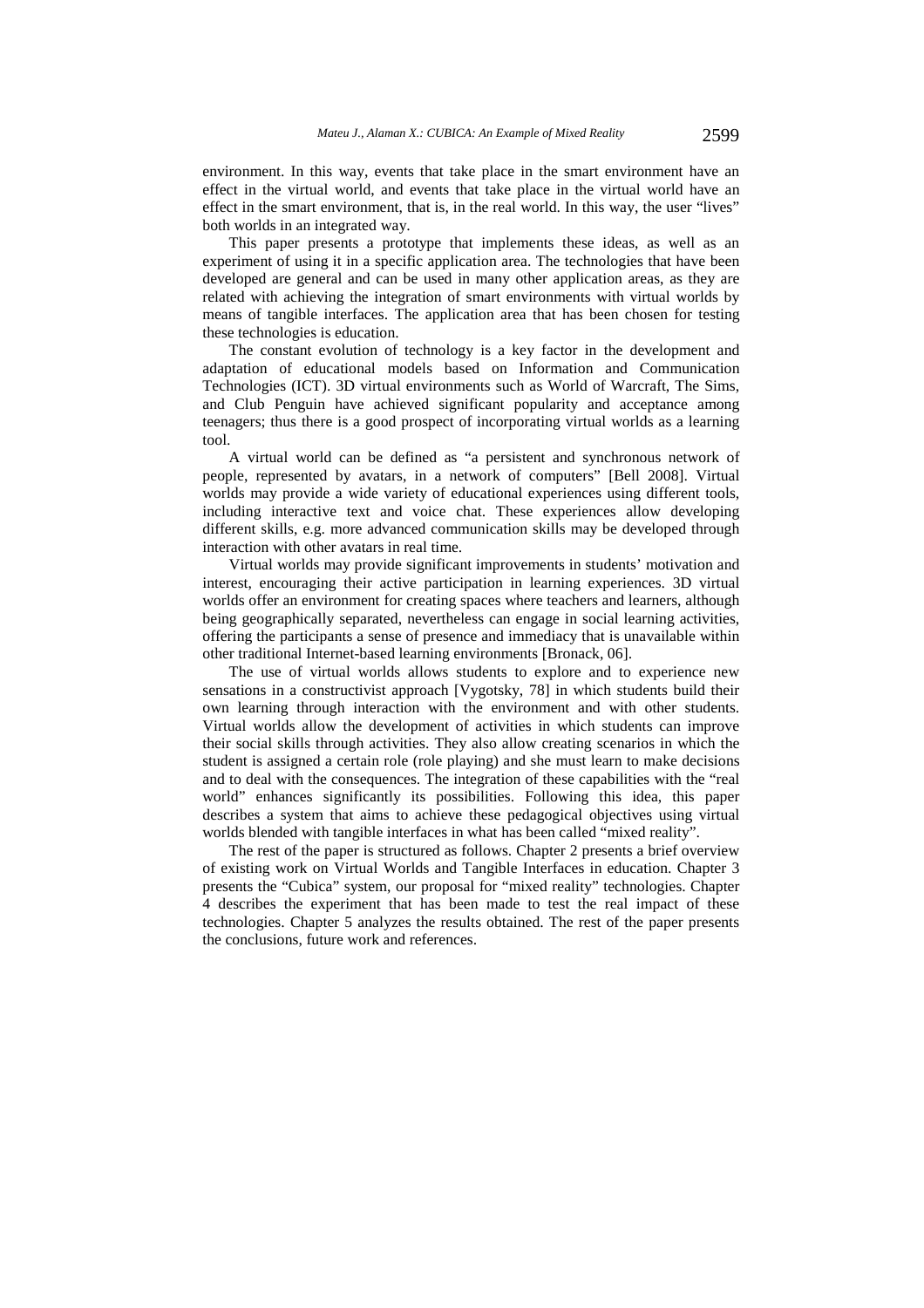environment. In this way, events that take place in the smart environment have an effect in the virtual world, and events that take place in the virtual world have an effect in the smart environment, that is, in the real world. In this way, the user "lives" both worlds in an integrated way.

This paper presents a prototype that implements these ideas, as well as an experiment of using it in a specific application area. The technologies that have been developed are general and can be used in many other application areas, as they are related with achieving the integration of smart environments with virtual worlds by means of tangible interfaces. The application area that has been chosen for testing these technologies is education.

The constant evolution of technology is a key factor in the development and adaptation of educational models based on Information and Communication Technologies (ICT). 3D virtual environments such as World of Warcraft, The Sims, and Club Penguin have achieved significant popularity and acceptance among teenagers; thus there is a good prospect of incorporating virtual worlds as a learning tool.

A virtual world can be defined as "a persistent and synchronous network of people, represented by avatars, in a network of computers" [Bell 2008]. Virtual worlds may provide a wide variety of educational experiences using different tools, including interactive text and voice chat. These experiences allow developing different skills, e.g. more advanced communication skills may be developed through interaction with other avatars in real time.

Virtual worlds may provide significant improvements in students' motivation and interest, encouraging their active participation in learning experiences. 3D virtual worlds offer an environment for creating spaces where teachers and learners, although being geographically separated, nevertheless can engage in social learning activities, offering the participants a sense of presence and immediacy that is unavailable within other traditional Internet-based learning environments [Bronack, 06].

The use of virtual worlds allows students to explore and to experience new sensations in a constructivist approach [Vygotsky, 78] in which students build their own learning through interaction with the environment and with other students. Virtual worlds allow the development of activities in which students can improve their social skills through activities. They also allow creating scenarios in which the student is assigned a certain role (role playing) and she must learn to make decisions and to deal with the consequences. The integration of these capabilities with the "real world" enhances significantly its possibilities. Following this idea, this paper describes a system that aims to achieve these pedagogical objectives using virtual worlds blended with tangible interfaces in what has been called "mixed reality".

The rest of the paper is structured as follows. Chapter 2 presents a brief overview of existing work on Virtual Worlds and Tangible Interfaces in education. Chapter 3 presents the "Cubica" system, our proposal for "mixed reality" technologies. Chapter 4 describes the experiment that has been made to test the real impact of these technologies. Chapter 5 analyzes the results obtained. The rest of the paper presents the conclusions, future work and references.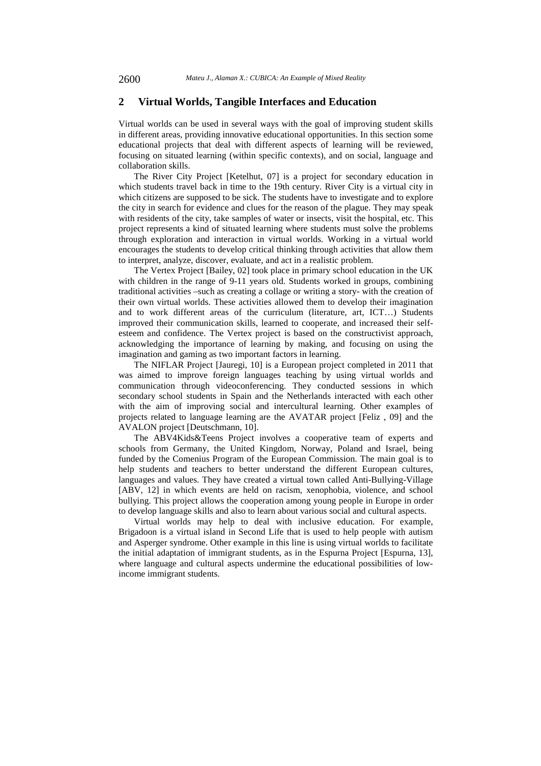## 2 Virtual Worlds, Tangible Interfaces and Education

Virtual worlds can be used in several ways with the goal of improving student skills in different areas, providing innovative educational opportunities. In this section some educational projects that deal with different aspects of learning will be reviewed, focusing on situated learning (within specific contexts), and on social, language and collaboration skills.

The River City Project [Ketelhut, 07] is a project for secondary education in which students travel back in time to the 19th century. River City is a virtual city in which citizens are supposed to be sick. The students have to investigate and to explore the city in search for evidence and clues for the reason of the plague. They may speak with residents of the city, take samples of water or insects, visit the hospital, etc. This project represents a kind of situated learning where students must solve the problems through exploration and interaction in virtual worlds. Working in a virtual world encourages the students to develop critical thinking through activities that allow them to interpret, analyze, discover, evaluate, and act in a realistic problem.

The Vertex Project [Bailey, 02] took place in primary school education in the UK with children in the range of 9-11 years old. Students worked in groups, combining traditional activities –such as creating a collage or writing a story- with the creation of their own virtual worlds. These activities allowed them to develop their imagination and to work different areas of the curriculum (literature, art, ICT…) Students improved their communication skills, learned to cooperate, and increased their self-esteem and confidence. The Vertex project is based on the constructivist approach, acknowledging the importance of learning by making, and focusing on using the imagination and gaming as two important factors in learning.

The NIFLAR Project [Jauregi, 10] is a European project completed in 2011 that was aimed to improve foreign languages teaching by using virtual worlds and communication through videoconferencing. They conducted sessions in which secondary school students in Spain and the Netherlands interacted with each other with the aim of improving social and intercultural learning. Other examples of projects related to language learning are the AVATAR project [Feliz , 09] and the AVALON project [Deutschmann, 10].

The ABV4Kids&Teens Project involves a cooperative team of experts and schools from Germany, the United Kingdom, Norway, Poland and Israel, being funded by the Comenius Program of the European Commission. The main goal is to help students and teachers to better understand the different European cultures, languages and values. They have created a virtual town called Anti-Bullying-Village [ABV, 12] in which events are held on racism, xenophobia, violence, and school bullying. This project allows the cooperation among young people in Europe in order to develop language skills and also to learn about various social and cultural aspects.

Virtual worlds may help to deal with inclusive education. For example, Brigadoon is a virtual island in Second Life that is used to help people with autism and Asperger syndrome. Other example in this line is using virtual worlds to facilitate the initial adaptation of immigrant students, as in the Espurna Project [Espurna, 13], where language and cultural aspects undermine the educational possibilities of low-income immigrant students.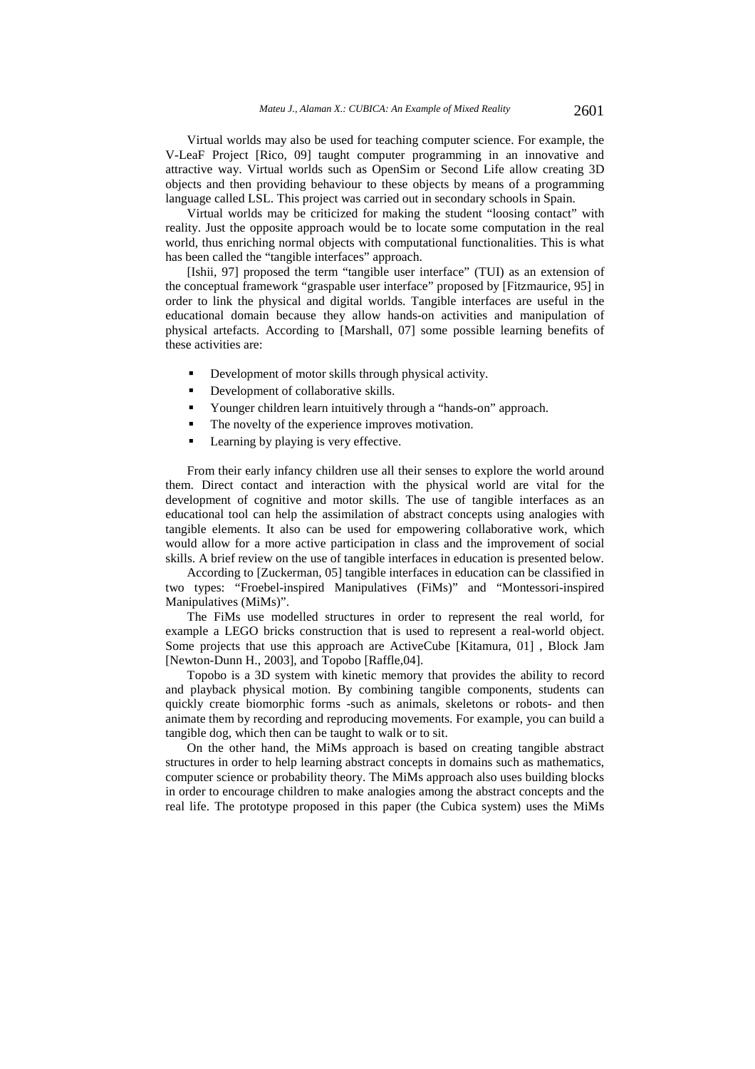Virtual worlds may also be used for teaching computer science. For example, the V-LeaF Project [Rico, 09] taught computer programming in an innovative and attractive way. Virtual worlds such as OpenSim or Second Life allow creating 3D objects and then providing behaviour to these objects by means of a programming language called LSL. This project was carried out in secondary schools in Spain.

Virtual worlds may be criticized for making the student "loosing contact" with reality. Just the opposite approach would be to locate some computation in the real world, thus enriching normal objects with computational functionalities. This is what has been called the "tangible interfaces" approach.

[Ishii, 97] proposed the term "tangible user interface" (TUI) as an extension of the conceptual framework "graspable user interface" proposed by [Fitzmaurice, 95] in order to link the physical and digital worlds. Tangible interfaces are useful in the educational domain because they allow hands-on activities and manipulation of physical artefacts. According to [Marshall, 07] some possible learning benefits of these activities are:

- Development of motor skills through physical activity.
- Development of collaborative skills.
- Younger children learn intuitively through a "hands-on" approach.
- The novelty of the experience improves motivation.
- Learning by playing is very effective.

From their early infancy children use all their senses to explore the world around them. Direct contact and interaction with the physical world are vital for the development of cognitive and motor skills. The use of tangible interfaces as an educational tool can help the assimilation of abstract concepts using analogies with tangible elements. It also can be used for empowering collaborative work, which would allow for a more active participation in class and the improvement of social skills. A brief review on the use of tangible interfaces in education is presented below.

According to [Zuckerman, 05] tangible interfaces in education can be classified in two types: "Froebel-inspired Manipulatives (FiMs)" and "Montessori-inspired Manipulatives (MiMs)".

The FiMs use modelled structures in order to represent the real world, for example a LEGO bricks construction that is used to represent a real-world object. Some projects that use this approach are ActiveCube [Kitamura, 01] , Block Jam [Newton-Dunn H., 2003], and Topobo [Raffle,04].

Topobo is a 3D system with kinetic memory that provides the ability to record and playback physical motion. By combining tangible components, students can quickly create biomorphic forms -such as animals, skeletons or robots- and then animate them by recording and reproducing movements. For example, you can build a tangible dog, which then can be taught to walk or to sit.

On the other hand, the MiMs approach is based on creating tangible abstract structures in order to help learning abstract concepts in domains such as mathematics, computer science or probability theory. The MiMs approach also uses building blocks in order to encourage children to make analogies among the abstract concepts and the real life. The prototype proposed in this paper (the Cubica system) uses the MiMs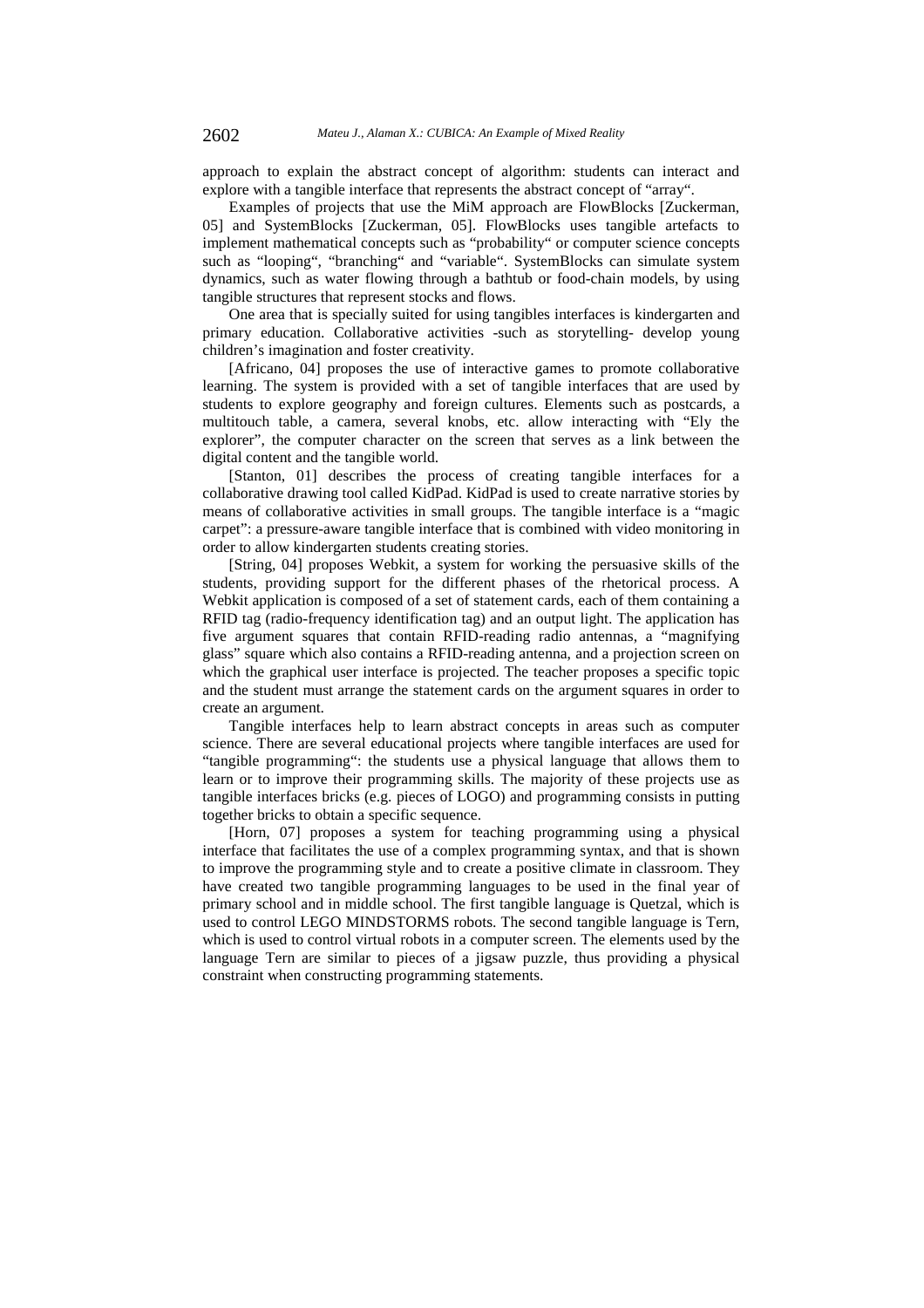approach to explain the abstract concept of algorithm: students can interact and explore with a tangible interface that represents the abstract concept of "array".

Examples of projects that use the MiM approach are FlowBlocks [Zuckerman, 05] and SystemBlocks [Zuckerman, 05]. FlowBlocks uses tangible artefacts to implement mathematical concepts such as "probability" or computer science concepts such as "looping", "branching" and "variable". SystemBlocks can simulate system dynamics, such as water flowing through a bathtub or food-chain models, by using tangible structures that represent stocks and flows.

One area that is specially suited for using tangibles interfaces is kindergarten and primary education. Collaborative activities -such as storytelling- develop young children's imagination and foster creativity.

[Africano, 04] proposes the use of interactive games to promote collaborative learning. The system is provided with a set of tangible interfaces that are used by students to explore geography and foreign cultures. Elements such as postcards, a multitouch table, a camera, several knobs, etc. allow interacting with "Ely the explorer", the computer character on the screen that serves as a link between the digital content and the tangible world.

[Stanton, 01] describes the process of creating tangible interfaces for a collaborative drawing tool called KidPad. KidPad is used to create narrative stories by means of collaborative activities in small groups. The tangible interface is a "magic carpet": a pressure-aware tangible interface that is combined with video monitoring in order to allow kindergarten students creating stories.

[String, 04] proposes Webkit, a system for working the persuasive skills of the students, providing support for the different phases of the rhetorical process. A Webkit application is composed of a set of statement cards, each of them containing a RFID tag (radio-frequency identification tag) and an output light. The application has five argument squares that contain RFID-reading radio antennas, a "magnifying glass" square which also contains a RFID-reading antenna, and a projection screen on which the graphical user interface is projected. The teacher proposes a specific topic and the student must arrange the statement cards on the argument squares in order to create an argument.

Tangible interfaces help to learn abstract concepts in areas such as computer science. There are several educational projects where tangible interfaces are used for "tangible programming": the students use a physical language that allows them to learn or to improve their programming skills. The majority of these projects use as tangible interfaces bricks (e.g. pieces of LOGO) and programming consists in putting together bricks to obtain a specific sequence.

[Horn, 07] proposes a system for teaching programming using a physical interface that facilitates the use of a complex programming syntax, and that is shown to improve the programming style and to create a positive climate in classroom. They have created two tangible programming languages to be used in the final year of primary school and in middle school. The first tangible language is Quetzal, which is used to control LEGO MINDSTORMS robots. The second tangible language is Tern, which is used to control virtual robots in a computer screen. The elements used by the language Tern are similar to pieces of a jigsaw puzzle, thus providing a physical constraint when constructing programming statements.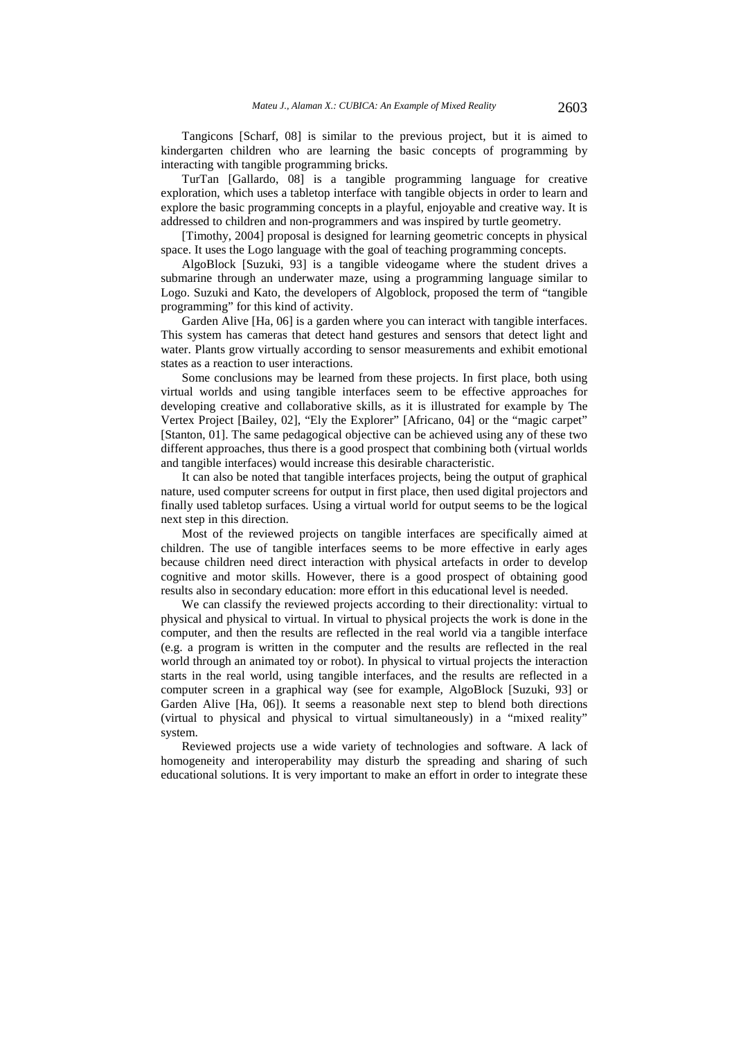Tangicons [Scharf, 08] is similar to the previous project, but it is aimed to kindergarten children who are learning the basic concepts of programming by interacting with tangible programming bricks.

TurTan [Gallardo, 08] is a tangible programming language for creative exploration, which uses a tabletop interface with tangible objects in order to learn and explore the basic programming concepts in a playful, enjoyable and creative way. It is addressed to children and non-programmers and was inspired by turtle geometry.

[Timothy, 2004] proposal is designed for learning geometric concepts in physical space. It uses the Logo language with the goal of teaching programming concepts.

AlgoBlock [Suzuki, 93] is a tangible videogame where the student drives a submarine through an underwater maze, using a programming language similar to Logo. Suzuki and Kato, the developers of Algoblock, proposed the term of "tangible programming" for this kind of activity.

Garden Alive [Ha, 06] is a garden where you can interact with tangible interfaces. This system has cameras that detect hand gestures and sensors that detect light and water. Plants grow virtually according to sensor measurements and exhibit emotional states as a reaction to user interactions.

Some conclusions may be learned from these projects. In first place, both using virtual worlds and using tangible interfaces seem to be effective approaches for developing creative and collaborative skills, as it is illustrated for example by The Vertex Project [Bailey, 02], "Ely the Explorer" [Africano, 04] or the "magic carpet" [Stanton, 01]. The same pedagogical objective can be achieved using any of these two different approaches, thus there is a good prospect that combining both (virtual worlds and tangible interfaces) would increase this desirable characteristic.

It can also be noted that tangible interfaces projects, being the output of graphical nature, used computer screens for output in first place, then used digital projectors and finally used tabletop surfaces. Using a virtual world for output seems to be the logical next step in this direction.

Most of the reviewed projects on tangible interfaces are specifically aimed at children. The use of tangible interfaces seems to be more effective in early ages because children need direct interaction with physical artefacts in order to develop cognitive and motor skills. However, there is a good prospect of obtaining good results also in secondary education: more effort in this educational level is needed.

We can classify the reviewed projects according to their directionality: virtual to physical and physical to virtual. In virtual to physical projects the work is done in the computer, and then the results are reflected in the real world via a tangible interface (e.g. a program is written in the computer and the results are reflected in the real world through an animated toy or robot). In physical to virtual projects the interaction starts in the real world, using tangible interfaces, and the results are reflected in a computer screen in a graphical way (see for example, AlgoBlock [Suzuki, 93] or Garden Alive [Ha, 06]). It seems a reasonable next step to blend both directions (virtual to physical and physical to virtual simultaneously) in a "mixed reality" system.

Reviewed projects use a wide variety of technologies and software. A lack of homogeneity and interoperability may disturb the spreading and sharing of such educational solutions. It is very important to make an effort in order to integrate these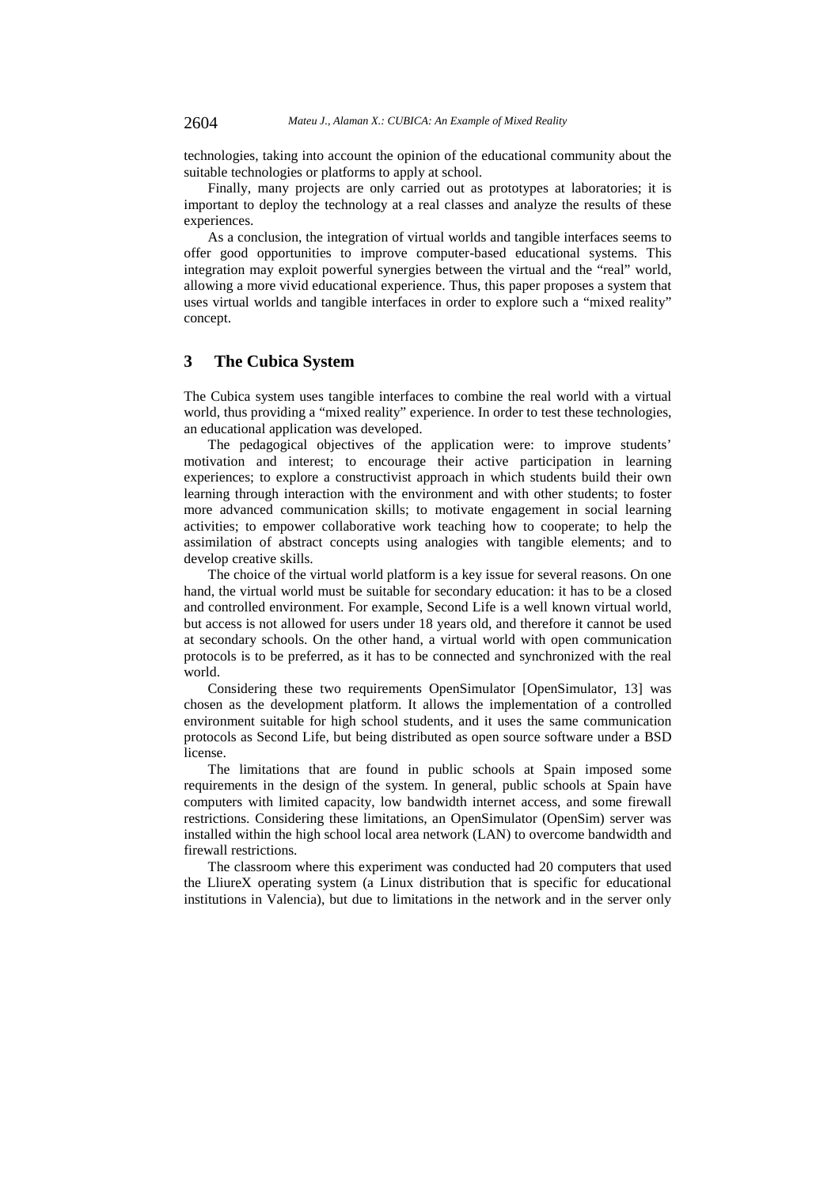technologies, taking into account the opinion of the educational community about the suitable technologies or platforms to apply at school.

Finally, many projects are only carried out as prototypes at laboratories; it is important to deploy the technology at a real classes and analyze the results of these experiences.

As a conclusion, the integration of virtual worlds and tangible interfaces seems to offer good opportunities to improve computer-based educational systems. This integration may exploit powerful synergies between the virtual and the "real" world, allowing a more vivid educational experience. Thus, this paper proposes a system that uses virtual worlds and tangible interfaces in order to explore such a "mixed reality" concept.

## 3 The Cubica System

The Cubica system uses tangible interfaces to combine the real world with a virtual world, thus providing a "mixed reality" experience. In order to test these technologies, an educational application was developed.

The pedagogical objectives of the application were: to improve students' motivation and interest; to encourage their active participation in learning experiences; to explore a constructivist approach in which students build their own learning through interaction with the environment and with other students; to foster more advanced communication skills; to motivate engagement in social learning activities; to empower collaborative work teaching how to cooperate; to help the assimilation of abstract concepts using analogies with tangible elements; and to develop creative skills.

The choice of the virtual world platform is a key issue for several reasons. On one hand, the virtual world must be suitable for secondary education: it has to be a closed and controlled environment. For example, Second Life is a well known virtual world, but access is not allowed for users under 18 years old, and therefore it cannot be used at secondary schools. On the other hand, a virtual world with open communication protocols is to be preferred, as it has to be connected and synchronized with the real world.

Considering these two requirements OpenSimulator [OpenSimulator, 13] was chosen as the development platform. It allows the implementation of a controlled environment suitable for high school students, and it uses the same communication protocols as Second Life, but being distributed as open source software under a BSD license.

The limitations that are found in public schools at Spain imposed some requirements in the design of the system. In general, public schools at Spain have computers with limited capacity, low bandwidth internet access, and some firewall restrictions. Considering these limitations, an OpenSimulator (OpenSim) server was installed within the high school local area network (LAN) to overcome bandwidth and firewall restrictions.

The classroom where this experiment was conducted had 20 computers that used the LliureX operating system (a Linux distribution that is specific for educational institutions in Valencia), but due to limitations in the network and in the server only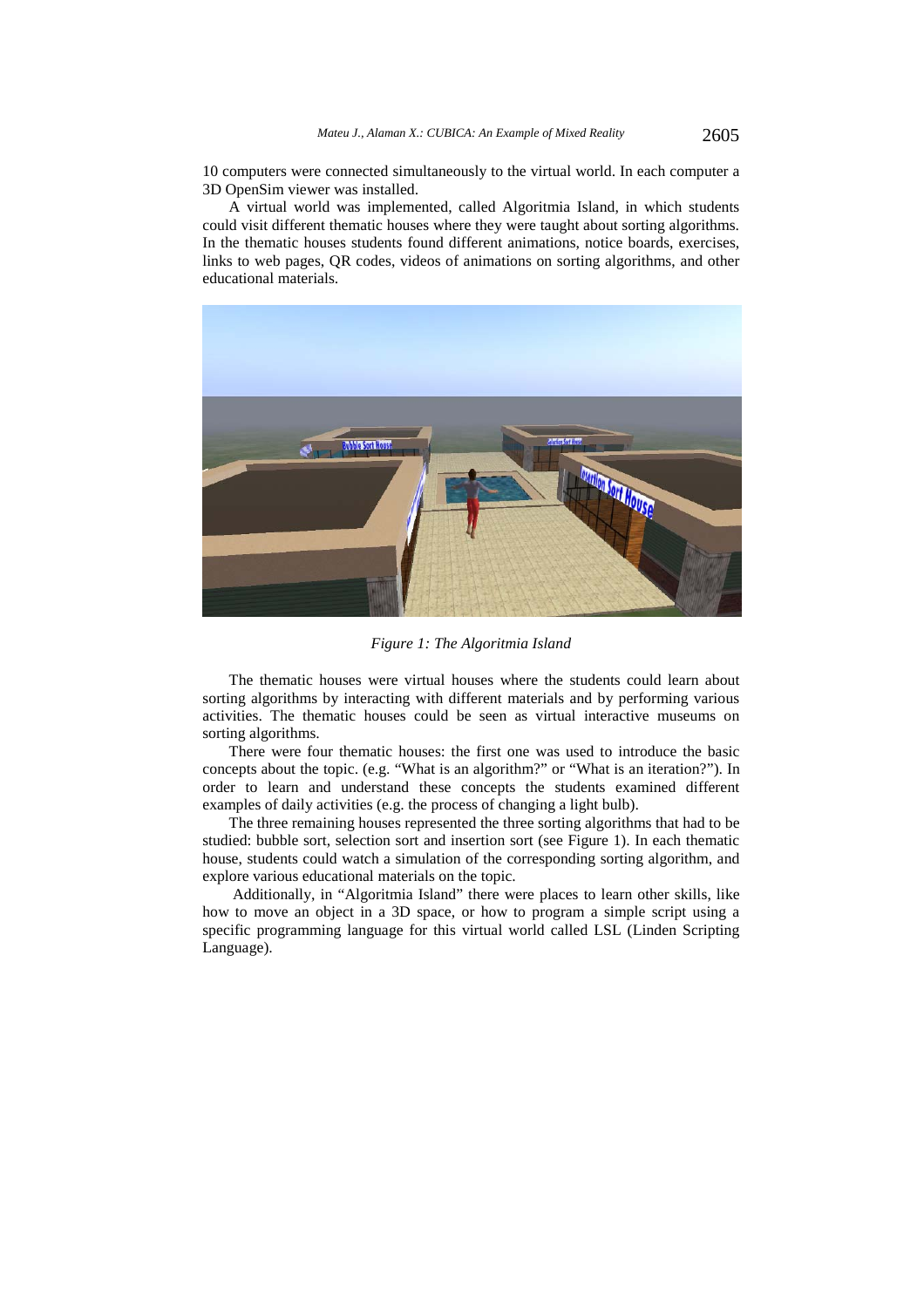10 computers were connected simultaneously to the virtual world. In each computer a 3D OpenSim viewer was installed.

A virtual world was implemented, called Algoritmia Island, in which students could visit different thematic houses where they were taught about sorting algorithms. In the thematic houses students found different animations, notice boards, exercises, links to web pages, QR codes, videos of animations on sorting algorithms, and other educational materials.

*Figure 1: The Algoritmia Island*

The thematic houses were virtual houses where the students could learn about sorting algorithms by interacting with different materials and by performing various activities. The thematic houses could be seen as virtual interactive museums on sorting algorithms.

There were four thematic houses: the first one was used to introduce the basic concepts about the topic. (e.g. "What is an algorithm?" or "What is an iteration?"). In order to learn and understand these concepts the students examined different examples of daily activities (e.g. the process of changing a light bulb).

The three remaining houses represented the three sorting algorithms that had to be studied: bubble sort, selection sort and insertion sort (see Figure 1). In each thematic house, students could watch a simulation of the corresponding sorting algorithm, and explore various educational materials on the topic.

Additionally, in "Algoritmia Island" there were places to learn other skills, like how to move an object in a 3D space, or how to program a simple script using a specific programming language for this virtual world called LSL (Linden Scripting Language).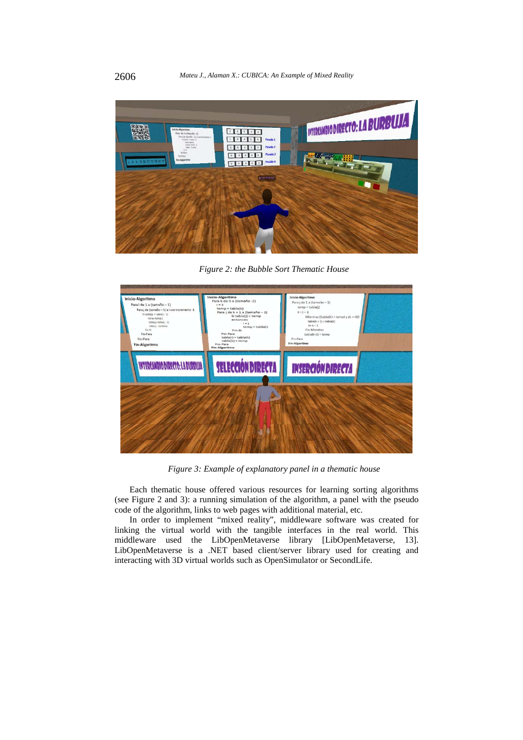Figure 2: the Bubble Sort Thematic House

Figure 3: Example of explanatory panel in a thematic house

Each thematic house offered various resources for learning sorting algorithms (see Figure 2 and 3): a running simulation of the algorithm, a panel with the pseudo code of the algorithm, links to web pages with additional material, etc.

In order to implement "mixed reality", middleware software was created for linking the virtual world with the tangible interfaces in the real world. This middleware used the LibOpenMetaverse library [LibOpenMetaverse, 13]. LibOpenMetaverse is a .NET based client/server library used for creating and interacting with 3D virtual worlds such as OpenSimulator or SecondLife.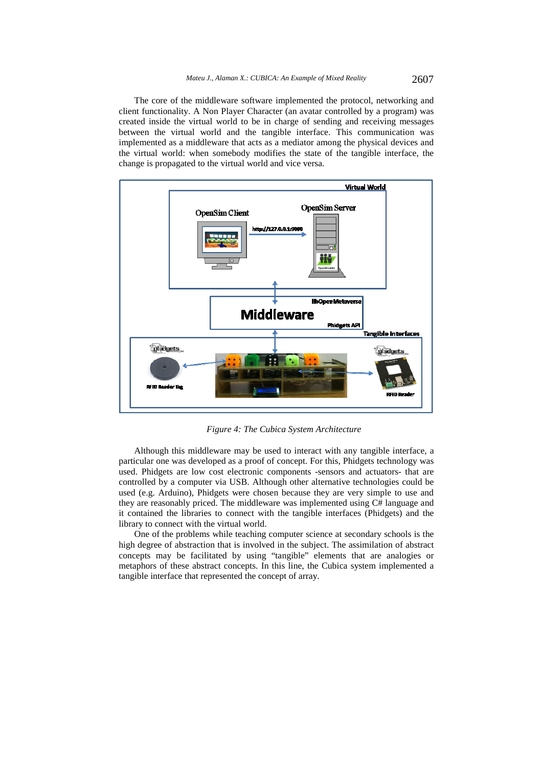The core of the middleware software implemented the protocol, networking and client functionality. A Non Player Character (an avatar controlled by a program) was created inside the virtual world to be in charge of sending and receiving messages between the virtual world and the tangible interface. This communication was implemented as a middleware that acts as a mediator among the physical devices and the virtual world: when somebody modifies the state of the tangible interface, the change is propagated to the virtual world and vice versa.

*Figure 4: The Cubica System Architecture*

Although this middleware may be used to interact with any tangible interface, a particular one was developed as a proof of concept. For this, Phidgets technology was used. Phidgets are low cost electronic components -sensors and actuators- that are controlled by a computer via USB. Although other alternative technologies could be used (e.g. Arduino), Phidgets were chosen because they are very simple to use and they are reasonably priced. The middleware was implemented using C# language and it contained the libraries to connect with the tangible interfaces (Phidgets) and the library to connect with the virtual world.

One of the problems while teaching computer science at secondary schools is the high degree of abstraction that is involved in the subject. The assimilation of abstract concepts may be facilitated by using "tangible" elements that are analogies or metaphors of these abstract concepts. In this line, the Cubica system implemented a tangible interface that represented the concept of array.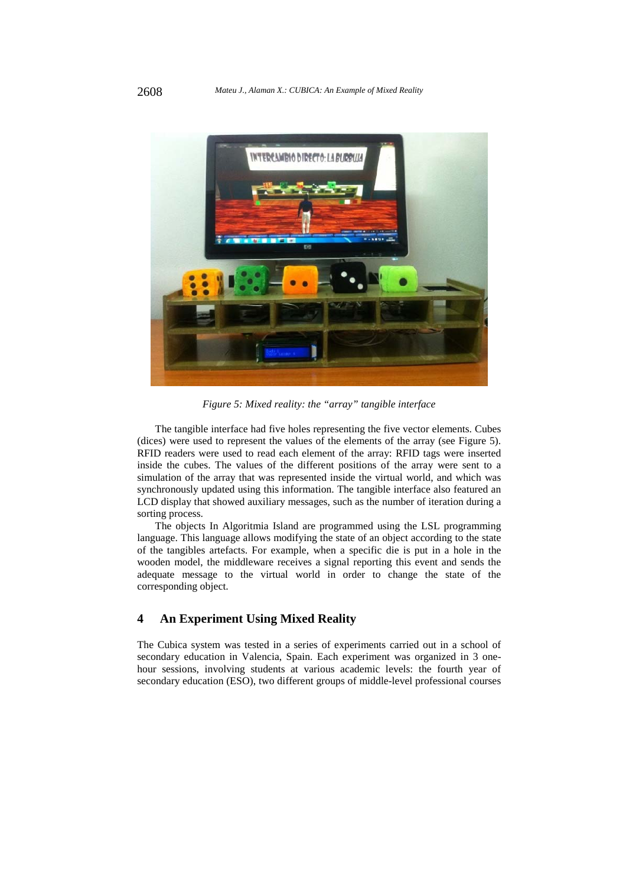*Figure 5: Mixed reality: the "array" tangible interface*

The tangible interface had five holes representing the five vector elements. Cubes (dices) were used to represent the values of the elements of the array (see Figure 5). RFID readers were used to read each element of the array: RFID tags were inserted inside the cubes. The values of the different positions of the array were sent to a simulation of the array that was represented inside the virtual world, and which was synchronously updated using this information. The tangible interface also featured an LCD display that showed auxiliary messages, such as the number of iteration during a sorting process.

The objects In Algoritmia Island are programmed using the LSL programming language. This language allows modifying the state of an object according to the state of the tangibles artefacts. For example, when a specific die is put in a hole in the wooden model, the middleware receives a signal reporting this event and sends the adequate message to the virtual world in order to change the state of the corresponding object.

## 4 An Experiment Using Mixed Reality

The Cubica system was tested in a series of experiments carried out in a school of secondary education in Valencia, Spain. Each experiment was organized in 3 one-hour sessions, involving students at various academic levels: the fourth year of secondary education (ESO), two different groups of middle-level professional courses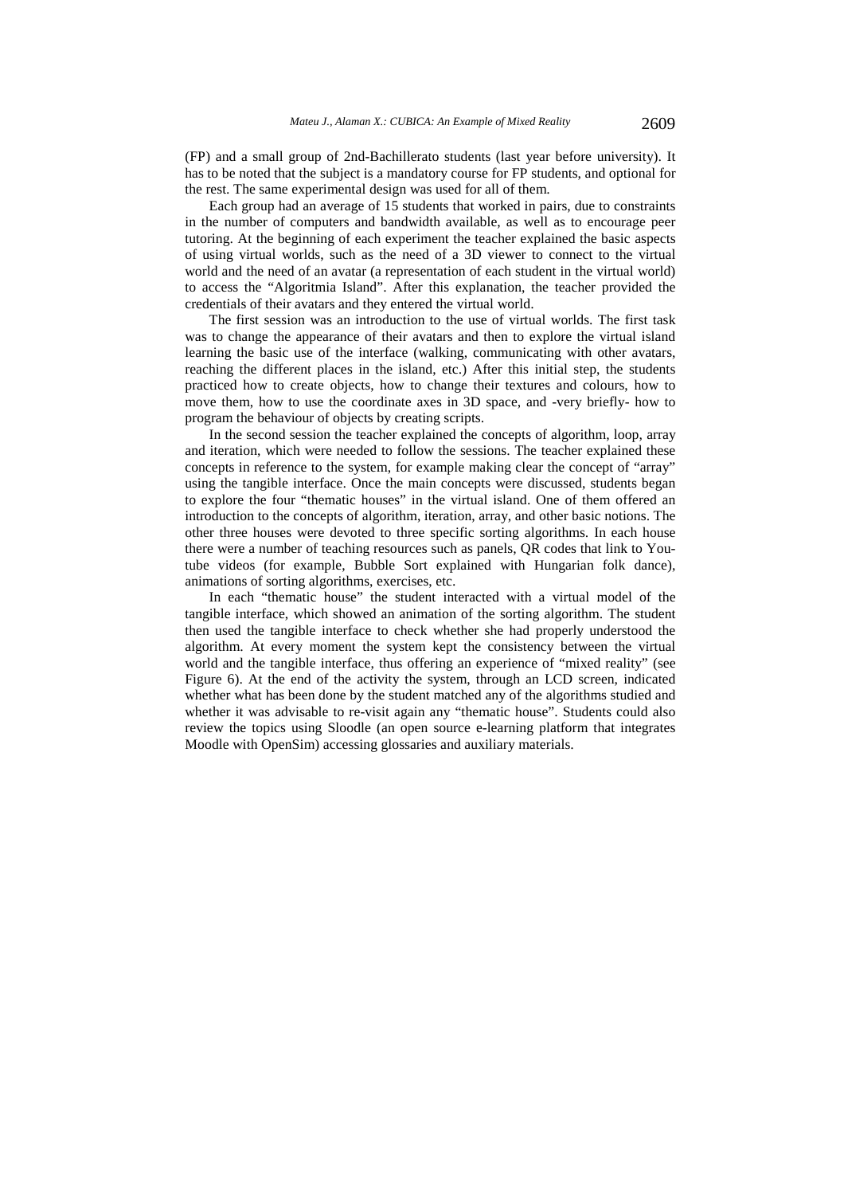(FP) and a small group of 2nd-Bachillerato students (last year before university). It has to be noted that the subject is a mandatory course for FP students, and optional for the rest. The same experimental design was used for all of them.

Each group had an average of 15 students that worked in pairs, due to constraints in the number of computers and bandwidth available, as well as to encourage peer tutoring. At the beginning of each experiment the teacher explained the basic aspects of using virtual worlds, such as the need of a 3D viewer to connect to the virtual world and the need of an avatar (a representation of each student in the virtual world) to access the "Algoritmia Island". After this explanation, the teacher provided the credentials of their avatars and they entered the virtual world.

The first session was an introduction to the use of virtual worlds. The first task was to change the appearance of their avatars and then to explore the virtual island learning the basic use of the interface (walking, communicating with other avatars, reaching the different places in the island, etc.) After this initial step, the students practiced how to create objects, how to change their textures and colours, how to move them, how to use the coordinate axes in 3D space, and -very briefly- how to program the behaviour of objects by creating scripts.

In the second session the teacher explained the concepts of algorithm, loop, array and iteration, which were needed to follow the sessions. The teacher explained these concepts in reference to the system, for example making clear the concept of "array" using the tangible interface. Once the main concepts were discussed, students began to explore the four "thematic houses" in the virtual island. One of them offered an introduction to the concepts of algorithm, iteration, array, and other basic notions. The other three houses were devoted to three specific sorting algorithms. In each house there were a number of teaching resources such as panels, QR codes that link to You-tube videos (for example, Bubble Sort explained with Hungarian folk dance), animations of sorting algorithms, exercises, etc.

In each "thematic house" the student interacted with a virtual model of the tangible interface, which showed an animation of the sorting algorithm. The student then used the tangible interface to check whether she had properly understood the algorithm. At every moment the system kept the consistency between the virtual world and the tangible interface, thus offering an experience of "mixed reality" (see Figure 6). At the end of the activity the system, through an LCD screen, indicated whether what has been done by the student matched any of the algorithms studied and whether it was advisable to re-visit again any "thematic house". Students could also review the topics using Sloodle (an open source e-learning platform that integrates Moodle with OpenSim) accessing glossaries and auxiliary materials.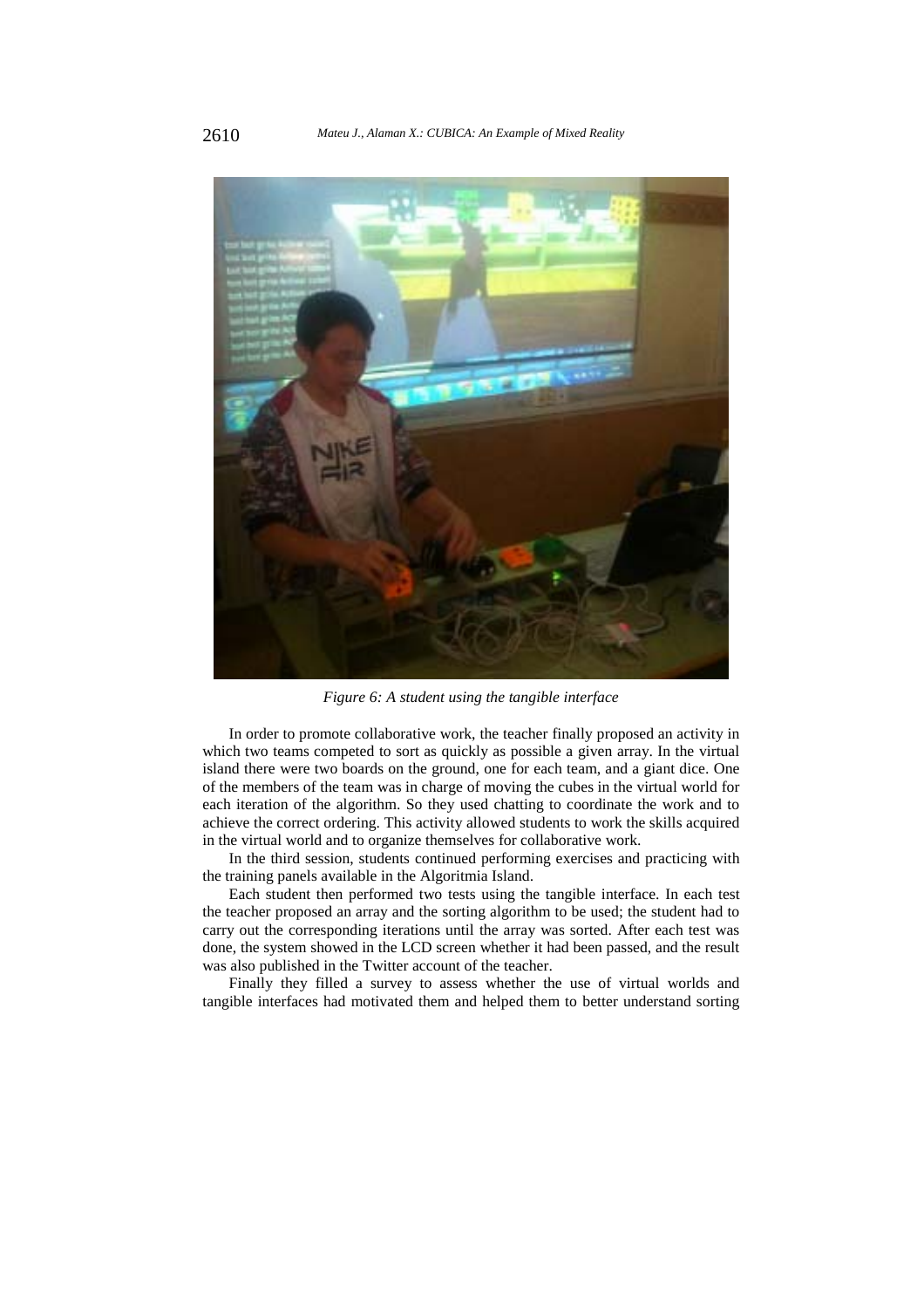*Figure 6: A student using the tangible interface*

In order to promote collaborative work, the teacher finally proposed an activity in which two teams competed to sort as quickly as possible a given array. In the virtual island there were two boards on the ground, one for each team, and a giant dice. One of the members of the team was in charge of moving the cubes in the virtual world for each iteration of the algorithm. So they used chatting to coordinate the work and to achieve the correct ordering. This activity allowed students to work the skills acquired in the virtual world and to organize themselves for collaborative work.

In the third session, students continued performing exercises and practicing with the training panels available in the Algoritmia Island.

Each student then performed two tests using the tangible interface. In each test the teacher proposed an array and the sorting algorithm to be used; the student had to carry out the corresponding iterations until the array was sorted. After each test was done, the system showed in the LCD screen whether it had been passed, and the result was also published in the Twitter account of the teacher.

Finally they filled a survey to assess whether the use of virtual worlds and tangible interfaces had motivated them and helped them to better understand sorting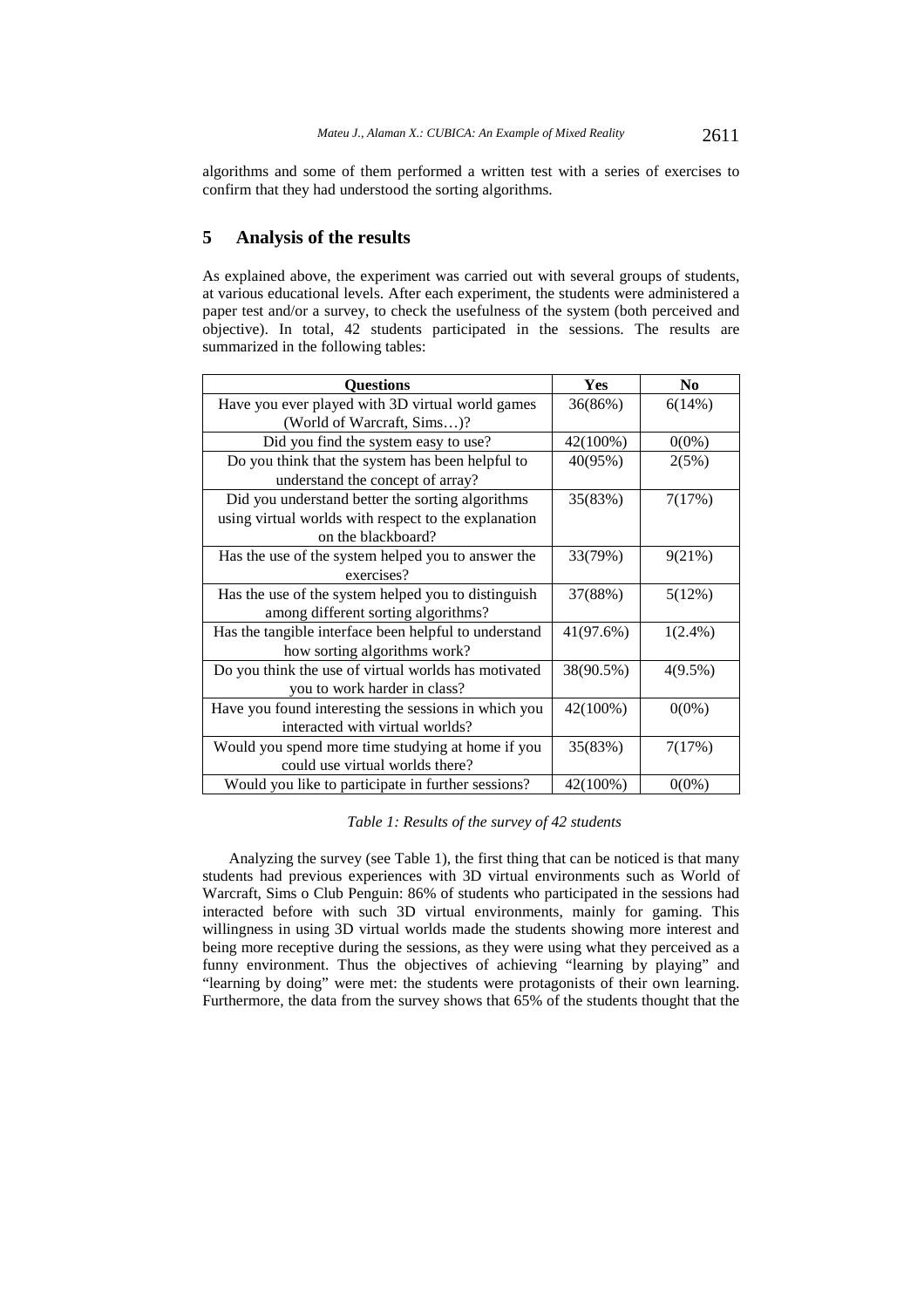algorithms and some of them performed a written test with a series of exercises to confirm that they had understood the sorting algorithms.

## 5 Analysis of the results

As explained above, the experiment was carried out with several groups of students, at various educational levels. After each experiment, the students were administered a paper test and/or a survey, to check the usefulness of the system (both perceived and objective). In total, 42 students participated in the sessions. The results are summarized in the following tables:

| Questions | Yes | No |
|---|---|---|
| Have you ever played with 3D virtual world games (World of Warcraft, Sims…)? | 36(86%) | 6(14%) |
| Did you find the system easy to use? | 42(100%) | 0(0%) |
| Do you think that the system has been helpful to understand the concept of array? | 40(95%) | 2(5%) |
| Did you understand better the sorting algorithms using virtual worlds with respect to the explanation on the blackboard? | 35(83%) | 7(17%) |
| Has the use of the system helped you to answer the exercises? | 33(79%) | 9(21%) |
| Has the use of the system helped you to distinguish among different sorting algorithms? | 37(88%) | 5(12%) |
| Has the tangible interface been helpful to understand how sorting algorithms work? | 41(97.6%) | 1(2.4%) |
| Do you think the use of virtual worlds has motivated you to work harder in class? | 38(90.5%) | 4(9.5%) |
| Have you found interesting the sessions in which you interacted with virtual worlds? | 42(100%) | 0(0%) |
| Would you spend more time studying at home if you could use virtual worlds there? | 35(83%) | 7(17%) |
| Would you like to participate in further sessions? | 42(100%) | 0(0%) |

*Table 1: Results of the survey of 42 students*

Analyzing the survey (see Table 1), the first thing that can be noticed is that many students had previous experiences with 3D virtual environments such as World of Warcraft, Sims o Club Penguin: 86% of students who participated in the sessions had interacted before with such 3D virtual environments, mainly for gaming. This willingness in using 3D virtual worlds made the students showing more interest and being more receptive during the sessions, as they were using what they perceived as a funny environment. Thus the objectives of achieving "learning by playing" and "learning by doing" were met: the students were protagonists of their own learning. Furthermore, the data from the survey shows that 65% of the students thought that the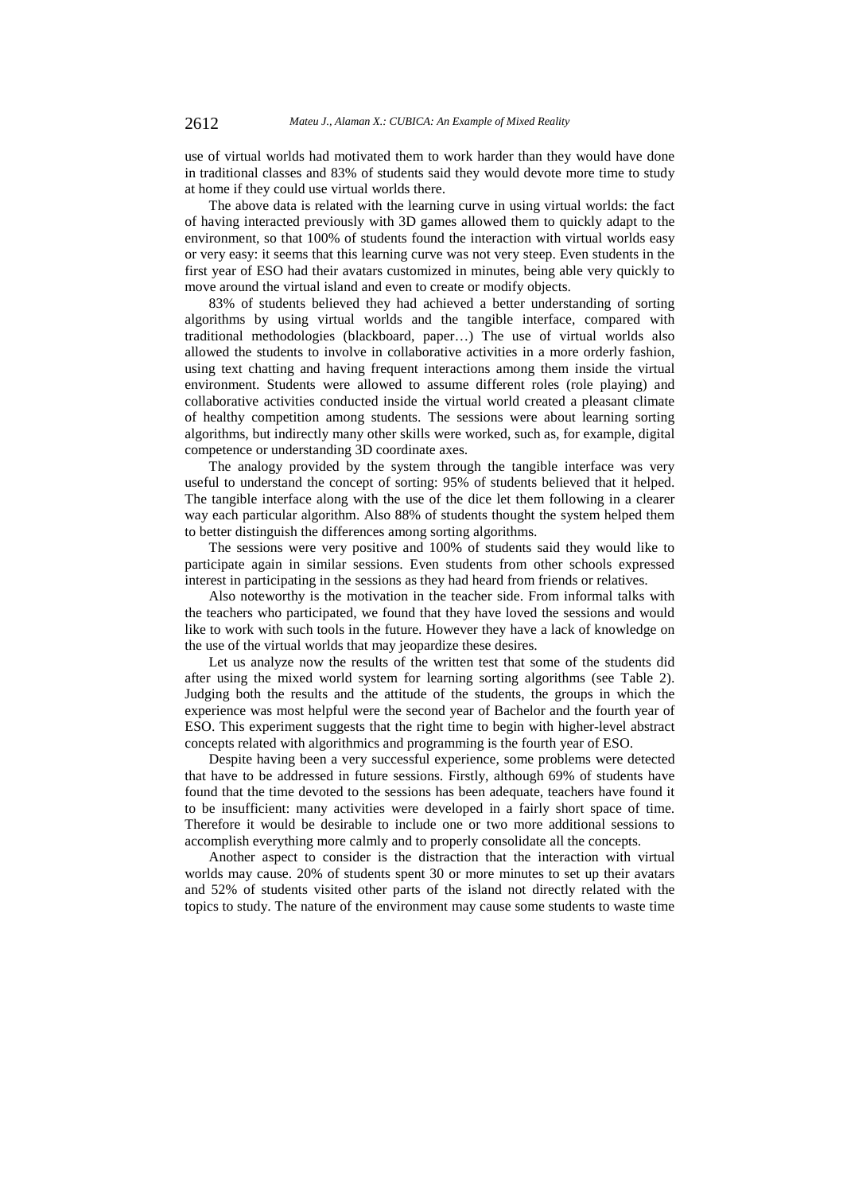use of virtual worlds had motivated them to work harder than they would have done in traditional classes and 83% of students said they would devote more time to study at home if they could use virtual worlds there.

The above data is related with the learning curve in using virtual worlds: the fact of having interacted previously with 3D games allowed them to quickly adapt to the environment, so that 100% of students found the interaction with virtual worlds easy or very easy: it seems that this learning curve was not very steep. Even students in the first year of ESO had their avatars customized in minutes, being able very quickly to move around the virtual island and even to create or modify objects.

83% of students believed they had achieved a better understanding of sorting algorithms by using virtual worlds and the tangible interface, compared with traditional methodologies (blackboard, paper…) The use of virtual worlds also allowed the students to involve in collaborative activities in a more orderly fashion, using text chatting and having frequent interactions among them inside the virtual environment. Students were allowed to assume different roles (role playing) and collaborative activities conducted inside the virtual world created a pleasant climate of healthy competition among students. The sessions were about learning sorting algorithms, but indirectly many other skills were worked, such as, for example, digital competence or understanding 3D coordinate axes.

The analogy provided by the system through the tangible interface was very useful to understand the concept of sorting: 95% of students believed that it helped. The tangible interface along with the use of the dice let them following in a clearer way each particular algorithm. Also 88% of students thought the system helped them to better distinguish the differences among sorting algorithms.

The sessions were very positive and 100% of students said they would like to participate again in similar sessions. Even students from other schools expressed interest in participating in the sessions as they had heard from friends or relatives.

Also noteworthy is the motivation in the teacher side. From informal talks with the teachers who participated, we found that they have loved the sessions and would like to work with such tools in the future. However they have a lack of knowledge on the use of the virtual worlds that may jeopardize these desires.

Let us analyze now the results of the written test that some of the students did after using the mixed world system for learning sorting algorithms (see Table 2). Judging both the results and the attitude of the students, the groups in which the experience was most helpful were the second year of Bachelor and the fourth year of ESO. This experiment suggests that the right time to begin with higher-level abstract concepts related with algorithmics and programming is the fourth year of ESO.

Despite having been a very successful experience, some problems were detected that have to be addressed in future sessions. Firstly, although 69% of students have found that the time devoted to the sessions has been adequate, teachers have found it to be insufficient: many activities were developed in a fairly short space of time. Therefore it would be desirable to include one or two more additional sessions to accomplish everything more calmly and to properly consolidate all the concepts.

Another aspect to consider is the distraction that the interaction with virtual worlds may cause. 20% of students spent 30 or more minutes to set up their avatars and 52% of students visited other parts of the island not directly related with the topics to study. The nature of the environment may cause some students to waste time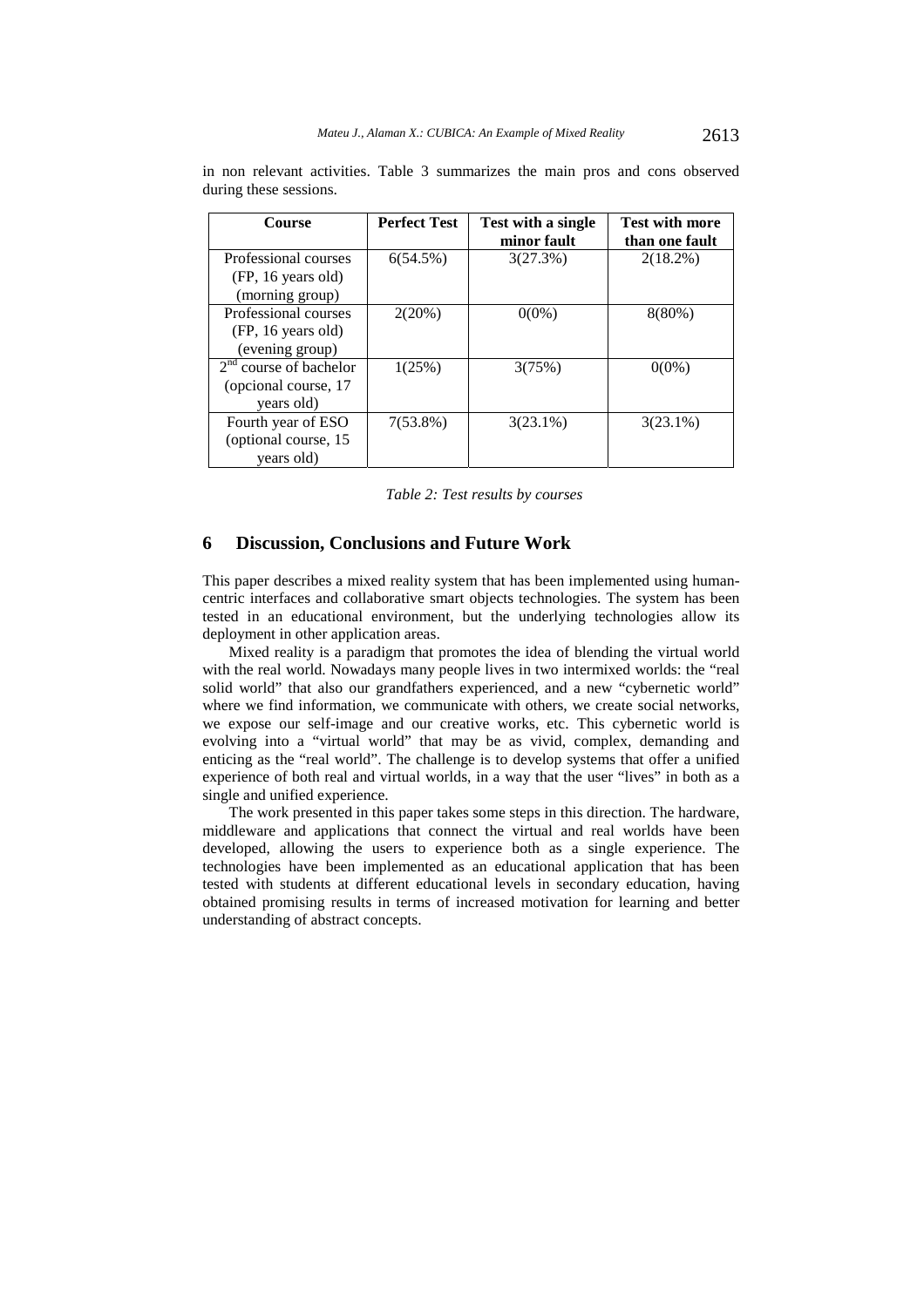in non relevant activities. Table 3 summarizes the main pros and cons observed during these sessions.

| Course | Perfect Test | Test with a single minor fault | Test with more than one fault |
|---|---|---|---|
| Professional courses (FP, 16 years old) (morning group) | 6(54.5%) | 3(27.3%) | 2(18.2%) |
| Professional courses (FP, 16 years old) (evening group) | 2(20%) | 0(0%) | 8(80%) |
| 2nd course of bachelor (opcional course, 17 years old) | 1(25%) | 3(75%) | 0(0%) |
| Fourth year of ESO (optional course, 15 years old) | 7(53.8%) | 3(23.1%) | 3(23.1%) |

*Table 2: Test results by courses*

## 6 Discussion, Conclusions and Future Work

This paper describes a mixed reality system that has been implemented using human-centric interfaces and collaborative smart objects technologies. The system has been tested in an educational environment, but the underlying technologies allow its deployment in other application areas.

Mixed reality is a paradigm that promotes the idea of blending the virtual world with the real world. Nowadays many people lives in two intermixed worlds: the "real solid world" that also our grandfathers experienced, and a new "cybernetic world" where we find information, we communicate with others, we create social networks, we expose our self-image and our creative works, etc. This cybernetic world is evolving into a "virtual world" that may be as vivid, complex, demanding and enticing as the "real world". The challenge is to develop systems that offer a unified experience of both real and virtual worlds, in a way that the user "lives" in both as a single and unified experience.

The work presented in this paper takes some steps in this direction. The hardware, middleware and applications that connect the virtual and real worlds have been developed, allowing the users to experience both as a single experience. The technologies have been implemented as an educational application that has been tested with students at different educational levels in secondary education, having obtained promising results in terms of increased motivation for learning and better understanding of abstract concepts.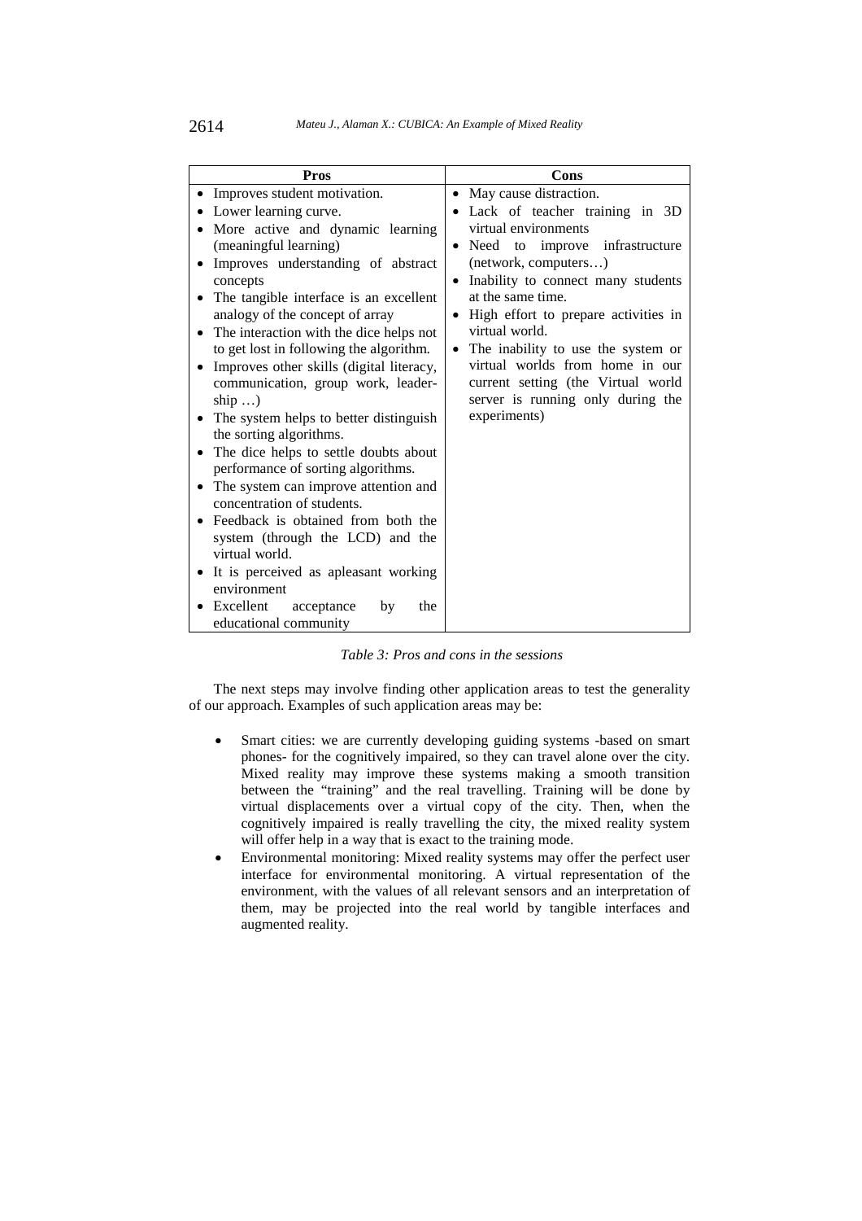| Pros | Cons |
|---|---|
| • Improves student motivation.<br>• Lower learning curve.<br>• More active and dynamic learning (meaningful learning)<br>• Improves understanding of abstract concepts<br>• The tangible interface is an excellent analogy of the concept of array<br>• The interaction with the dice helps not to get lost in following the algorithm.<br>• Improves other skills (digital literacy, communication, group work, leadership …)<br>• The system helps to better distinguish the sorting algorithms.<br>• The dice helps to settle doubts about performance of sorting algorithms.<br>• The system can improve attention and concentration of students.<br>• Feedback is obtained from both the system (through the LCD) and the virtual world.<br>• It is perceived as apleasant working environment<br>• Excellent acceptance by the educational community | • May cause distraction.<br>• Lack of teacher training in 3D virtual environments<br>• Need to improve infrastructure (network, computers…)<br>• Inability to connect many students at the same time.<br>• High effort to prepare activities in virtual world.<br>• The inability to use the system or virtual worlds from home in our current setting (the Virtual world server is running only during the experiments) |

*Table 3: Pros and cons in the sessions*

The next steps may involve finding other application areas to test the generality of our approach. Examples of such application areas may be:

- Smart cities: we are currently developing guiding systems -based on smart phones- for the cognitively impaired, so they can travel alone over the city. Mixed reality may improve these systems making a smooth transition between the "training" and the real travelling. Training will be done by virtual displacements over a virtual copy of the city. Then, when the cognitively impaired is really travelling the city, the mixed reality system will offer help in a way that is exact to the training mode.
- Environmental monitoring: Mixed reality systems may offer the perfect user interface for environmental monitoring. A virtual representation of the environment, with the values of all relevant sensors and an interpretation of them, may be projected into the real world by tangible interfaces and augmented reality.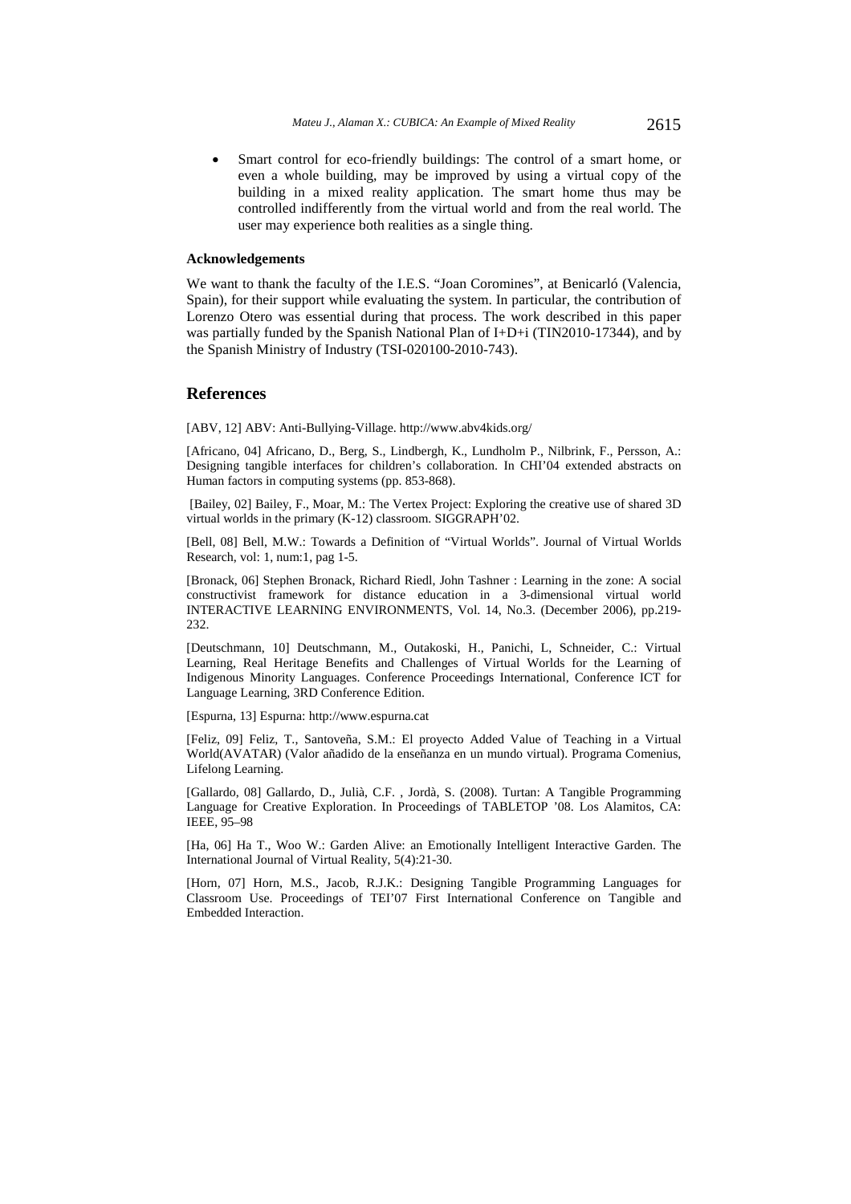- Smart control for eco-friendly buildings: The control of a smart home, or even a whole building, may be improved by using a virtual copy of the building in a mixed reality application. The smart home thus may be controlled indifferently from the virtual world and from the real world. The user may experience both realities as a single thing.

**Acknowledgements**

We want to thank the faculty of the I.E.S. "Joan Coromines", at Benicarló (Valencia, Spain), for their support while evaluating the system. In particular, the contribution of Lorenzo Otero was essential during that process. The work described in this paper was partially funded by the Spanish National Plan of I+D+i (TIN2010-17344), and by the Spanish Ministry of Industry (TSI-020100-2010-743).

## References

[ABV, 12] ABV: Anti-Bullying-Village. http://www.abv4kids.org/

[Africano, 04] Africano, D., Berg, S., Lindbergh, K., Lundholm P., Nilbrink, F., Persson, A.: Designing tangible interfaces for children's collaboration. In CHI'04 extended abstracts on Human factors in computing systems (pp. 853-868).

[Bailey, 02] Bailey, F., Moar, M.: The Vertex Project: Exploring the creative use of shared 3D virtual worlds in the primary (K-12) classroom. SIGGRAPH'02.

[Bell, 08] Bell, M.W.: Towards a Definition of "Virtual Worlds". Journal of Virtual Worlds Research, vol: 1, num:1, pag 1-5.

[Bronack, 06] Stephen Bronack, Richard Riedl, John Tashner : Learning in the zone: A social constructivist framework for distance education in a 3-dimensional virtual world INTERACTIVE LEARNING ENVIRONMENTS, Vol. 14, No.3. (December 2006), pp.219-232.

[Deutschmann, 10] Deutschmann, M., Outakoski, H., Panichi, L, Schneider, C.: Virtual Learning, Real Heritage Benefits and Challenges of Virtual Worlds for the Learning of Indigenous Minority Languages. Conference Proceedings International, Conference ICT for Language Learning, 3RD Conference Edition.

[Espurna, 13] Espurna: http://www.espurna.cat

[Feliz, 09] Feliz, T., Santoveña, S.M.: El proyecto Added Value of Teaching in a Virtual World(AVATAR) (Valor añadido de la enseñanza en un mundo virtual). Programa Comenius, Lifelong Learning.

[Gallardo, 08] Gallardo, D., Julià, C.F. , Jordà, S. (2008). Turtan: A Tangible Programming Language for Creative Exploration. In Proceedings of TABLETOP '08. Los Alamitos, CA: IEEE, 95–98

[Ha, 06] Ha T., Woo W.: Garden Alive: an Emotionally Intelligent Interactive Garden. The International Journal of Virtual Reality, 5(4):21-30.

[Horn, 07] Horn, M.S., Jacob, R.J.K.: Designing Tangible Programming Languages for Classroom Use. Proceedings of TEI'07 First International Conference on Tangible and Embedded Interaction.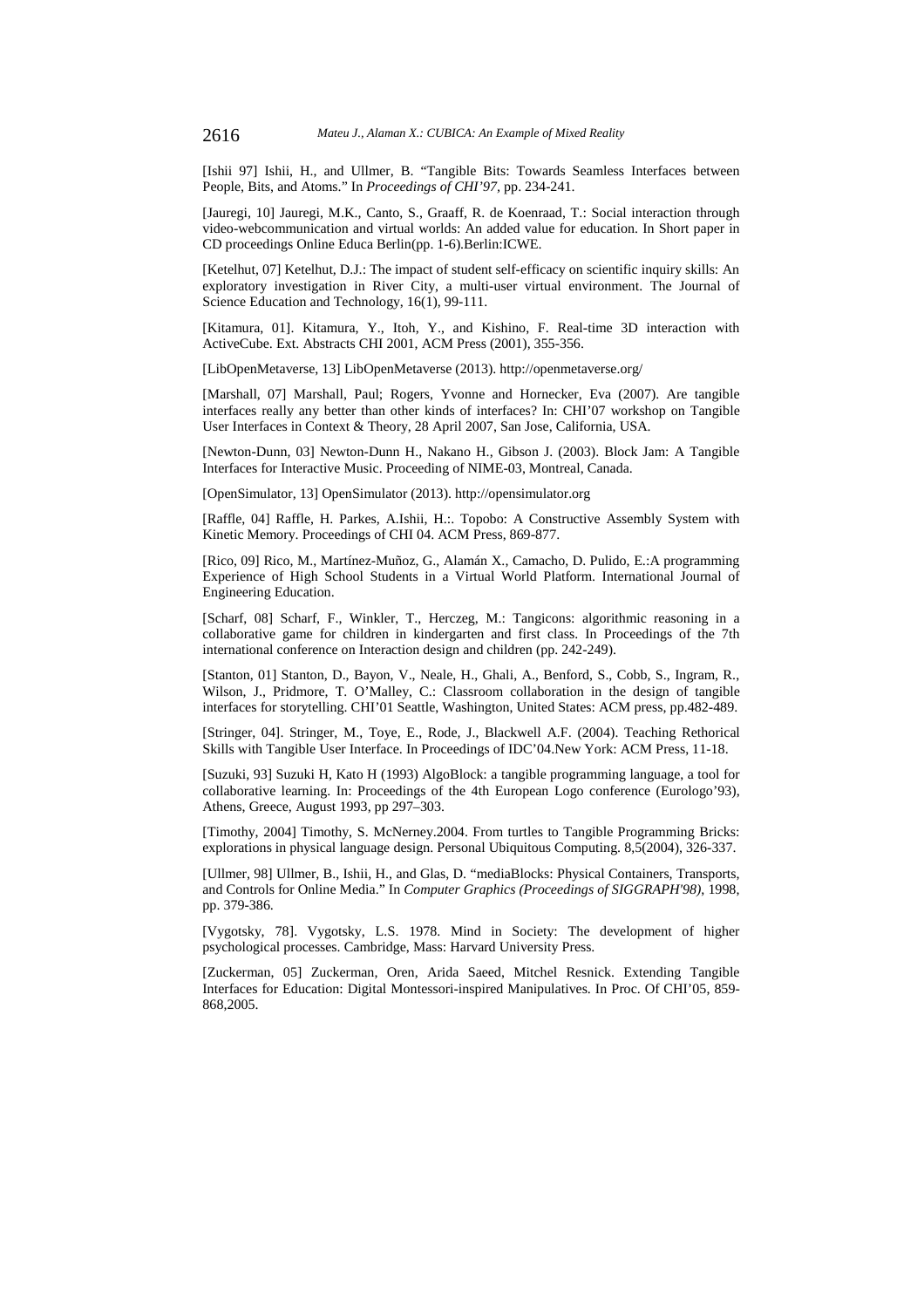[Ishii 97] Ishii, H., and Ullmer, B. "Tangible Bits: Towards Seamless Interfaces between People, Bits, and Atoms." In *Proceedings of CHI'97*, pp. 234-241.

[Jauregi, 10] Jauregi, M.K., Canto, S., Graaff, R. de Koenraad, T.: Social interaction through video-webcommunication and virtual worlds: An added value for education. In Short paper in CD proceedings Online Educa Berlin(pp. 1-6).Berlin:ICWE.

[Ketelhut, 07] Ketelhut, D.J.: The impact of student self-efficacy on scientific inquiry skills: An exploratory investigation in River City, a multi-user virtual environment. The Journal of Science Education and Technology, 16(1), 99-111.

[Kitamura, 01]. Kitamura, Y., Itoh, Y., and Kishino, F. Real-time 3D interaction with ActiveCube. Ext. Abstracts CHI 2001, ACM Press (2001), 355-356.

[LibOpenMetaverse, 13] LibOpenMetaverse (2013). http://openmetaverse.org/

[Marshall, 07] Marshall, Paul; Rogers, Yvonne and Hornecker, Eva (2007). Are tangible interfaces really any better than other kinds of interfaces? In: CHI'07 workshop on Tangible User Interfaces in Context & Theory, 28 April 2007, San Jose, California, USA.

[Newton-Dunn, 03] Newton-Dunn H., Nakano H., Gibson J. (2003). Block Jam: A Tangible Interfaces for Interactive Music. Proceeding of NIME-03, Montreal, Canada.

[OpenSimulator, 13] OpenSimulator (2013). http://opensimulator.org

[Raffle, 04] Raffle, H. Parkes, A.Ishii, H.:. Topobo: A Constructive Assembly System with Kinetic Memory. Proceedings of CHI 04. ACM Press, 869-877.

[Rico, 09] Rico, M., Martínez-Muñoz, G., Alamán X., Camacho, D. Pulido, E.:A programming Experience of High School Students in a Virtual World Platform. International Journal of Engineering Education.

[Scharf, 08] Scharf, F., Winkler, T., Herczeg, M.: Tangicons: algorithmic reasoning in a collaborative game for children in kindergarten and first class. In Proceedings of the 7th international conference on Interaction design and children (pp. 242-249).

[Stanton, 01] Stanton, D., Bayon, V., Neale, H., Ghali, A., Benford, S., Cobb, S., Ingram, R., Wilson, J., Pridmore, T. O'Malley, C.: Classroom collaboration in the design of tangible interfaces for storytelling. CHI'01 Seattle, Washington, United States: ACM press, pp.482-489.

[Stringer, 04]. Stringer, M., Toye, E., Rode, J., Blackwell A.F. (2004). Teaching Rethorical Skills with Tangible User Interface. In Proceedings of IDC'04.New York: ACM Press, 11-18.

[Suzuki, 93] Suzuki H, Kato H (1993) AlgoBlock: a tangible programming language, a tool for collaborative learning. In: Proceedings of the 4th European Logo conference (Eurologo'93), Athens, Greece, August 1993, pp 297–303.

[Timothy, 2004] Timothy, S. McNerney.2004. From turtles to Tangible Programming Bricks: explorations in physical language design. Personal Ubiquitous Computing. 8,5(2004), 326-337.

[Ullmer, 98] Ullmer, B., Ishii, H., and Glas, D. "mediaBlocks: Physical Containers, Transports, and Controls for Online Media." In *Computer Graphics (Proceedings of SIGGRAPH'98)*, 1998, pp. 379-386.

[Vygotsky, 78]. Vygotsky, L.S. 1978. Mind in Society: The development of higher psychological processes. Cambridge, Mass: Harvard University Press.

[Zuckerman, 05] Zuckerman, Oren, Arida Saeed, Mitchel Resnick. Extending Tangible Interfaces for Education: Digital Montessori-inspired Manipulatives. In Proc. Of CHI'05, 859-868,2005.